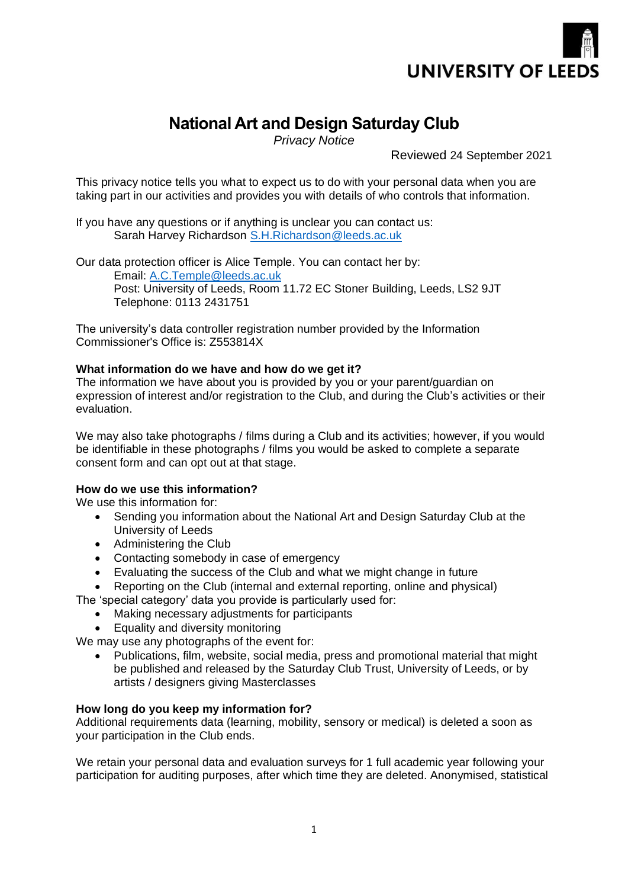UNIVERSITY OF LEEDS

# National Art and Design Saturday Club

*Privacy Notice*

Reviewed 24 September 2021

This privacy notice tells you what to expect us to do with your personal data when you are taking part in our activities and provides you with details of who controls that information.

If you have any questions or if anything is unclear you can contact us:
Sarah Harvey Richardson S.H.Richardson@leeds.ac.uk

Our data protection officer is Alice Temple. You can contact her by:
Email: A.C.Temple@leeds.ac.uk
Post: University of Leeds, Room 11.72 EC Stoner Building, Leeds, LS2 9JT
Telephone: 0113 2431751

The university's data controller registration number provided by the Information Commissioner's Office is: Z553814X

**What information do we have and how do we get it?**

The information we have about you is provided by you or your parent/guardian on expression of interest and/or registration to the Club, and during the Club's activities or their evaluation.

We may also take photographs / films during a Club and its activities; however, if you would be identifiable in these photographs / films you would be asked to complete a separate consent form and can opt out at that stage.

**How do we use this information?**

We use this information for:

- Sending you information about the National Art and Design Saturday Club at the University of Leeds
- Administering the Club
- Contacting somebody in case of emergency
- Evaluating the success of the Club and what we might change in future
- Reporting on the Club (internal and external reporting, online and physical)

The 'special category' data you provide is particularly used for:

- Making necessary adjustments for participants
- Equality and diversity monitoring

We may use any photographs of the event for:

- Publications, film, website, social media, press and promotional material that might be published and released by the Saturday Club Trust, University of Leeds, or by artists / designers giving Masterclasses

**How long do you keep my information for?**

Additional requirements data (learning, mobility, sensory or medical) is deleted a soon as your participation in the Club ends.

We retain your personal data and evaluation surveys for 1 full academic year following your participation for auditing purposes, after which time they are deleted. Anonymised, statistical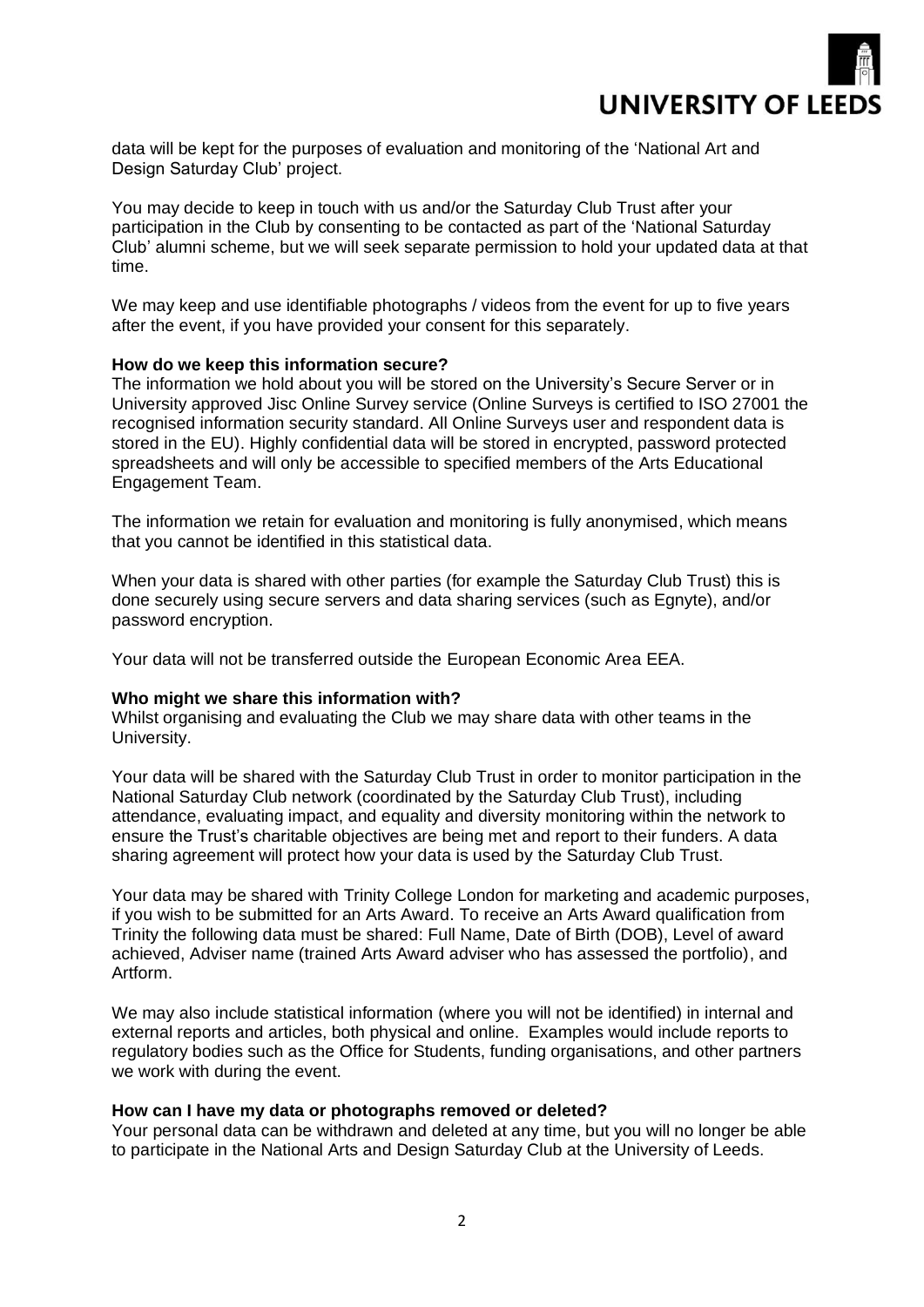data will be kept for the purposes of evaluation and monitoring of the 'National Art and Design Saturday Club' project.

You may decide to keep in touch with us and/or the Saturday Club Trust after your participation in the Club by consenting to be contacted as part of the 'National Saturday Club' alumni scheme, but we will seek separate permission to hold your updated data at that time.

We may keep and use identifiable photographs / videos from the event for up to five years after the event, if you have provided your consent for this separately.

**How do we keep this information secure?**

The information we hold about you will be stored on the University's Secure Server or in University approved Jisc Online Survey service (Online Surveys is certified to ISO 27001 the recognised information security standard. All Online Surveys user and respondent data is stored in the EU). Highly confidential data will be stored in encrypted, password protected spreadsheets and will only be accessible to specified members of the Arts Educational Engagement Team.

The information we retain for evaluation and monitoring is fully anonymised, which means that you cannot be identified in this statistical data.

When your data is shared with other parties (for example the Saturday Club Trust) this is done securely using secure servers and data sharing services (such as Egnyte), and/or password encryption.

Your data will not be transferred outside the European Economic Area EEA.

**Who might we share this information with?**

Whilst organising and evaluating the Club we may share data with other teams in the University.

Your data will be shared with the Saturday Club Trust in order to monitor participation in the National Saturday Club network (coordinated by the Saturday Club Trust), including attendance, evaluating impact, and equality and diversity monitoring within the network to ensure the Trust's charitable objectives are being met and report to their funders. A data sharing agreement will protect how your data is used by the Saturday Club Trust.

Your data may be shared with Trinity College London for marketing and academic purposes, if you wish to be submitted for an Arts Award. To receive an Arts Award qualification from Trinity the following data must be shared: Full Name, Date of Birth (DOB), Level of award achieved, Adviser name (trained Arts Award adviser who has assessed the portfolio), and Artform.

We may also include statistical information (where you will not be identified) in internal and external reports and articles, both physical and online. Examples would include reports to regulatory bodies such as the Office for Students, funding organisations, and other partners we work with during the event.

**How can I have my data or photographs removed or deleted?**

Your personal data can be withdrawn and deleted at any time, but you will no longer be able to participate in the National Arts and Design Saturday Club at the University of Leeds.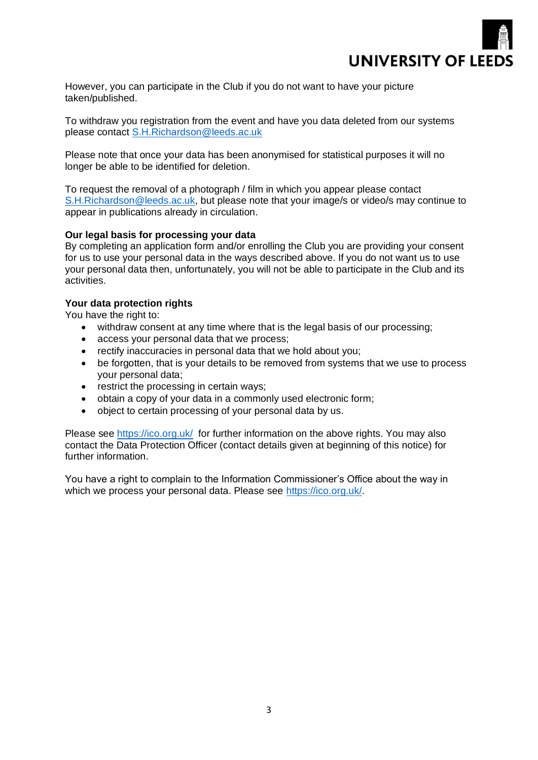However, you can participate in the Club if you do not want to have your picture taken/published.

To withdraw you registration from the event and have you data deleted from our systems please contact S.H.Richardson@leeds.ac.uk

Please note that once your data has been anonymised for statistical purposes it will no longer be able to be identified for deletion.

To request the removal of a photograph / film in which you appear please contact S.H.Richardson@leeds.ac.uk, but please note that your image/s or video/s may continue to appear in publications already in circulation.

**Our legal basis for processing your data**
By completing an application form and/or enrolling the Club you are providing your consent for us to use your personal data in the ways described above. If you do not want us to use your personal data then, unfortunately, you will not be able to participate in the Club and its activities.

**Your data protection rights**
You have the right to:

- withdraw consent at any time where that is the legal basis of our processing;
- access your personal data that we process;
- rectify inaccuracies in personal data that we hold about you;
- be forgotten, that is your details to be removed from systems that we use to process your personal data;
- restrict the processing in certain ways;
- obtain a copy of your data in a commonly used electronic form;
- object to certain processing of your personal data by us.

Please see https://ico.org.uk/ for further information on the above rights. You may also contact the Data Protection Officer (contact details given at beginning of this notice) for further information.

You have a right to complain to the Information Commissioner's Office about the way in which we process your personal data. Please see https://ico.org.uk/.